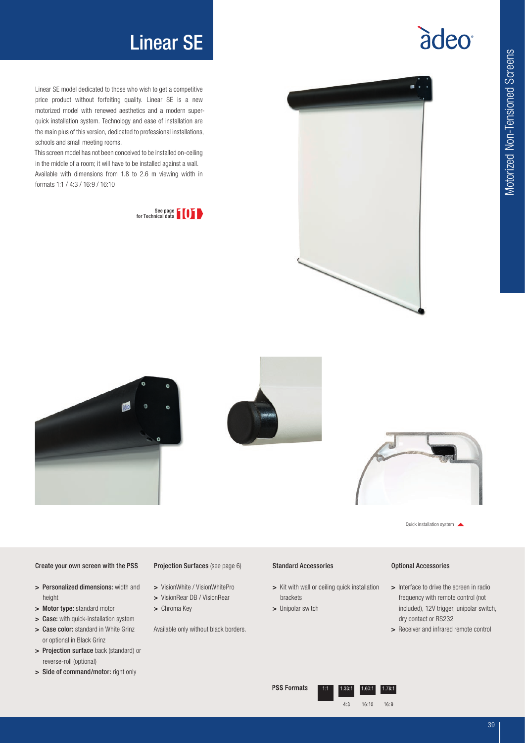# Linear SE

Linear SE model dedicated to those who wish to get a competitive price product without forfeiting quality. Linear SE is a new motorized model with renewed aesthetics and a modern super-quick installation system. Technology and ease of installation are the main plus of this version, dedicated to professional installations, schools and small meeting rooms.

This screen model has not been conceived to be installed on-ceiling in the middle of a room; it will have to be installed against a wall. Available with dimensions from 1.8 to 2.6 m viewing width in formats 1:1 / 4:3 / 16:9 / 16:10

See page for Technical data 101

Quick installation system

### Create your own screen with the PSS

- **Personalized dimensions:** width and height
- **Motor type:** standard motor
- **Case:** with quick-installation system
- **Case color:** standard in White Grinz or optional in Black Grinz
- **Projection surface** back (standard) or reverse-roll (optional)
- **Side of command/motor:** right only

### Projection Surfaces (see page 6)

- VisionWhite / VisionWhitePro
- VisionRear DB / VisionRear
- Chroma Key

Available only without black borders.

### Standard Accessories

- Kit with wall or ceiling quick installation brackets
- Unipolar switch

### Optional Accessories

- Interface to drive the screen in radio frequency with remote control (not included), 12V trigger, unipolar switch, dry contact or RS232
- Receiver and infrared remote control

**PSS Formats**

| 1:1 | 1.33:1 | 1.60:1 | 1.78:1 |
|---|---|---|---|
| | 4:3 | 16:10 | 16:9 |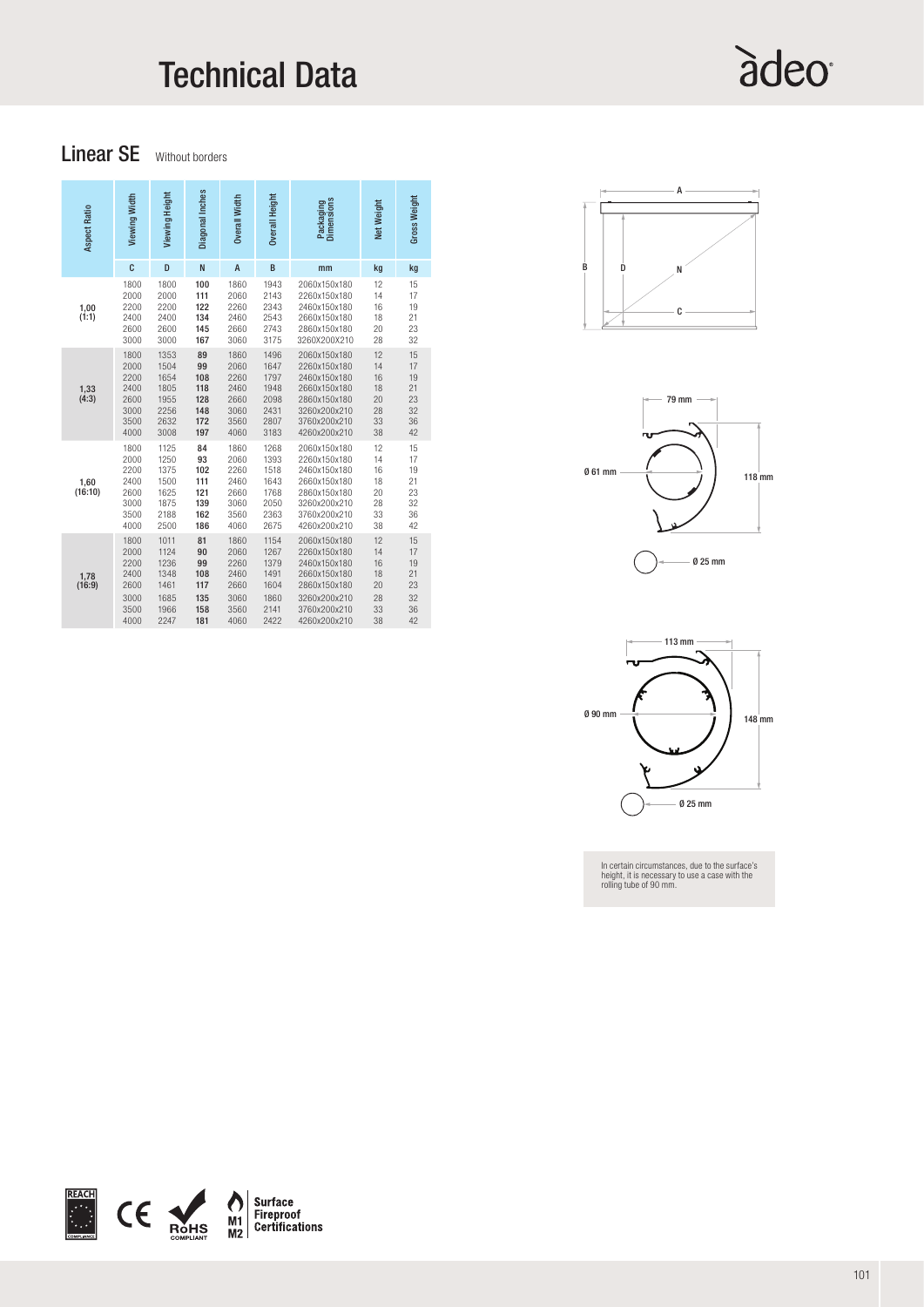# Technical Data

## Linear SE Without borders

| Aspect Ratio | Viewing Width | Viewing Height | Diagonal Inches | Overall Width | Overall Height | Packaging Dimensions | Net Weight | Gross Weight |
|---|---|---|---|---|---|---|---|---|
| | C | D | N | A | B | mm | kg | kg |
| 1,00 (1:1) | 1800 | 1800 | **100** | 1860 | 1943 | 2060x150x180 | 12 | 15 |
| | 2000 | 2000 | **111** | 2060 | 2143 | 2260x150x180 | 14 | 17 |
| | 2200 | 2200 | **122** | 2260 | 2343 | 2460x150x180 | 16 | 19 |
| | 2400 | 2400 | **134** | 2460 | 2543 | 2660x150x180 | 18 | 21 |
| | 2600 | 2600 | **145** | 2660 | 2743 | 2860x150x180 | 20 | 23 |
| | 3000 | 3000 | **167** | 3060 | 3175 | 3260X200X210 | 28 | 32 |
| 1,33 (4:3) | 1800 | 1353 | **89** | 1860 | 1496 | 2060x150x180 | 12 | 15 |
| | 2000 | 1504 | **99** | 2060 | 1647 | 2260x150x180 | 14 | 17 |
| | 2200 | 1654 | **108** | 2260 | 1797 | 2460x150x180 | 16 | 19 |
| | 2400 | 1805 | **118** | 2460 | 1948 | 2660x150x180 | 18 | 21 |
| | 2600 | 1955 | **128** | 2660 | 2098 | 2860x150x180 | 20 | 23 |
| | 3000 | 2256 | **148** | 3060 | 2431 | 3260x200x210 | 28 | 32 |
| | 3500 | 2632 | **172** | 3560 | 2807 | 3760x200x210 | 33 | 36 |
| | 4000 | 3008 | **197** | 4060 | 3183 | 4260x200x210 | 38 | 42 |
| 1,60 (16:10) | 1800 | 1125 | **84** | 1860 | 1268 | 2060x150x180 | 12 | 15 |
| | 2000 | 1250 | **93** | 2060 | 1393 | 2260x150x180 | 14 | 17 |
| | 2200 | 1375 | **102** | 2260 | 1518 | 2460x150x180 | 16 | 19 |
| | 2400 | 1500 | **111** | 2460 | 1643 | 2660x150x180 | 18 | 21 |
| | 2600 | 1625 | **121** | 2660 | 1768 | 2860x150x180 | 20 | 23 |
| | 3000 | 1875 | **139** | 3060 | 2050 | 3260x200x210 | 28 | 32 |
| | 3500 | 2188 | **162** | 3560 | 2363 | 3760x200x210 | 33 | 36 |
| | 4000 | 2500 | **186** | 4060 | 2675 | 4260x200x210 | 38 | 42 |
| 1,78 (16:9) | 1800 | 1011 | **81** | 1860 | 1154 | 2060x150x180 | 12 | 15 |
| | 2000 | 1124 | **90** | 2060 | 1267 | 2260x150x180 | 14 | 17 |
| | 2200 | 1236 | **99** | 2260 | 1379 | 2460x150x180 | 16 | 19 |
| | 2400 | 1348 | **108** | 2460 | 1491 | 2660x150x180 | 18 | 21 |
| | 2600 | 1461 | **117** | 2660 | 1604 | 2860x150x180 | 20 | 23 |
| | 3000 | 1685 | **135** | 3060 | 1860 | 3260x200x210 | 28 | 32 |
| | 3500 | 1966 | **158** | 3560 | 2141 | 3760x200x210 | 33 | 36 |
| | 4000 | 2247 | **181** | 4060 | 2422 | 4260x200x210 | 38 | 42 |

A
B
D
N
C

79 mm
Ø 61 mm
118 mm
Ø 25 mm

113 mm
Ø 90 mm
148 mm
Ø 25 mm

In certain circumstances, due to the surface's height, it is necessary to use a case with the rolling tube of 90 mm.

REACH COMPLIANCE CE RoHS COMPLIANT M1 M2 **Surface Fireproof Certifications**